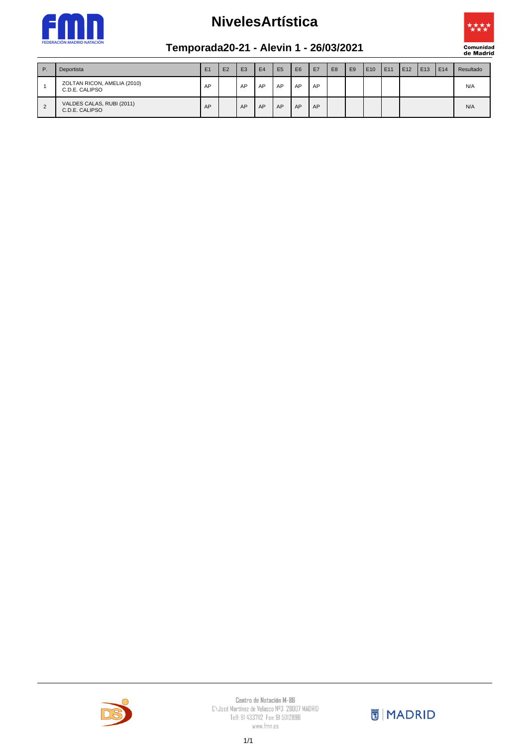# NivelesArtística

## Temporada20-21 - Alevin 1 - 26/03/2021

| P. | Deportista | E1 | E2 | E3 | E4 | E5 | E6 | E7 | E8 | E9 | E10 | E11 | E12 | E13 | E14 | Resultado |
|---|---|---|---|---|---|---|---|---|---|---|---|---|---|---|---|---|
| 1 | ZOLTAN RICON, AMELIA (2010) C.D.E. CALIPSO | AP | | AP | AP | AP | AP | AP | | | | | | | | N/A |
| 2 | VALDES CALAS, RUBI (2011) C.D.E. CALIPSO | AP | | AP | AP | AP | AP | AP | | | | | | | | N/A |

Centro de Natación M-86
C\José Martínez de Velasco Nº3 28007 MADRID
Telf: 91 4337112 Fax: 91 5012896
www.fmn.es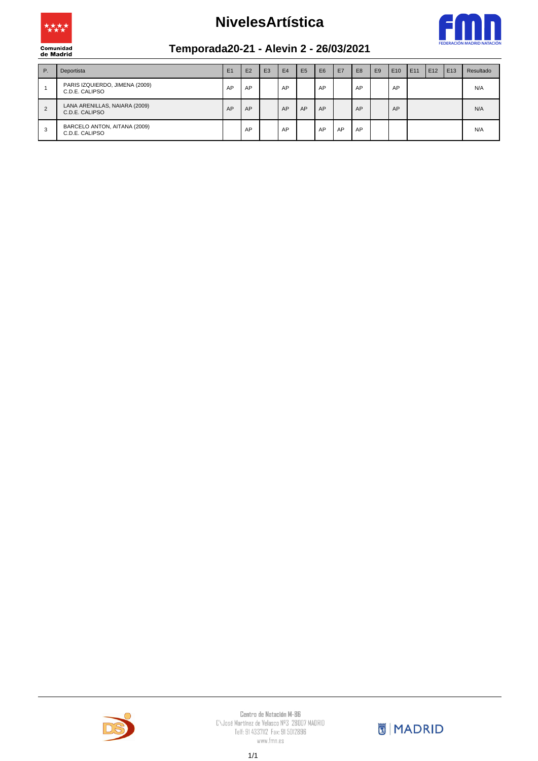# NivelesArtística

## Temporada20-21 - Alevin 2 - 26/03/2021

| P. | Deportista | E1 | E2 | E3 | E4 | E5 | E6 | E7 | E8 | E9 | E10 | E11 | E12 | E13 | Resultado |
|---|---|---|---|---|---|---|---|---|---|---|---|---|---|---|---|
| 1 | PARIS IZQUIERDO, JIMENA (2009)<br>C.D.E. CALIPSO | AP | AP | | AP | | AP | | AP | | AP | | | | N/A |
| 2 | LANA ARENILLAS, NAIARA (2009)<br>C.D.E. CALIPSO | AP | AP | | AP | AP | AP | | AP | | AP | | | | N/A |
| 3 | BARCELO ANTON, AITANA (2009)<br>C.D.E. CALIPSO | | AP | | AP | | AP | AP | AP | | | | | | N/A |

Centro de Natación M-86
C\José Martínez de Velasco Nº3 28007 MADRID
Telf: 91 4337112 Fax: 91 5012896
www.fmn.es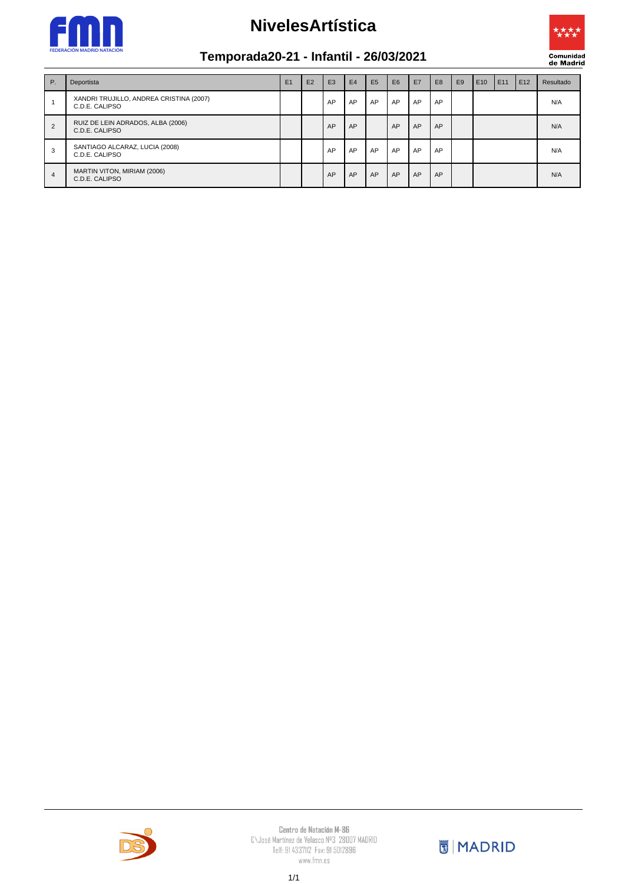# NivelesArtística

## Temporada20-21 - Infantil - 26/03/2021

| P. | Deportista | E1 | E2 | E3 | E4 | E5 | E6 | E7 | E8 | E9 | E10 | E11 | E12 | Resultado |
|---|---|---|---|---|---|---|---|---|---|---|---|---|---|---|
| 1 | XANDRI TRUJILLO, ANDREA CRISTINA (2007)<br>C.D.E. CALIPSO | | | AP | AP | AP | AP | AP | AP | | | | | N/A |
| 2 | RUIZ DE LEIN ADRADOS, ALBA (2006)<br>C.D.E. CALIPSO | | | AP | AP | | AP | AP | AP | | | | | N/A |
| 3 | SANTIAGO ALCARAZ, LUCIA (2008)<br>C.D.E. CALIPSO | | | AP | AP | AP | AP | AP | AP | | | | | N/A |
| 4 | MARTIN VITON, MIRIAM (2006)<br>C.D.E. CALIPSO | | | AP | AP | AP | AP | AP | AP | | | | | N/A |

Centro de Natación M-86
C\José Martínez de Velasco Nº3 28007 MADRID
Telf: 91 4337112 Fax: 91 5012896
www.fmn.es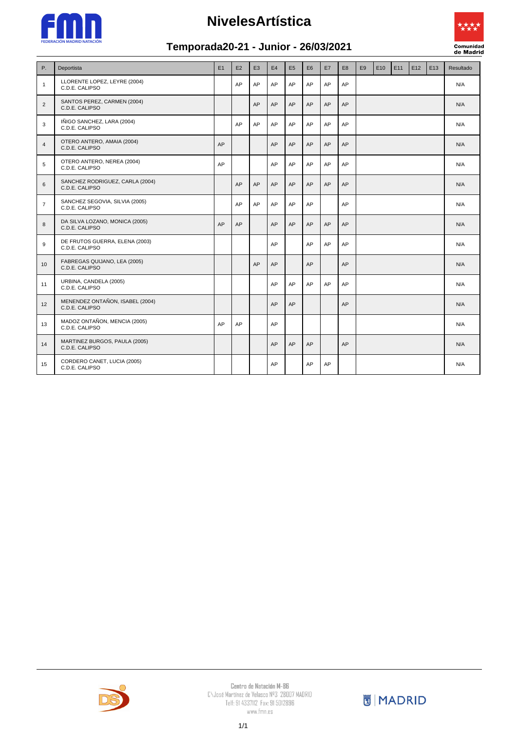# NivelesArtística

## Temporada20-21 - Junior - 26/03/2021

| P. | Deportista | E1 | E2 | E3 | E4 | E5 | E6 | E7 | E8 | E9 | E10 | E11 | E12 | E13 | Resultado |
|---|---|---|---|---|---|---|---|---|---|---|---|---|---|---|---|
| 1 | LLORENTE LOPEZ, LEYRE (2004) C.D.E. CALIPSO | | AP | AP | AP | AP | AP | AP | AP | | | | | | N/A |
| 2 | SANTOS PEREZ, CARMEN (2004) C.D.E. CALIPSO | | | AP | AP | AP | AP | AP | AP | | | | | | N/A |
| 3 | IÑIGO SANCHEZ, LARA (2004) C.D.E. CALIPSO | | AP | AP | AP | AP | AP | AP | AP | | | | | | N/A |
| 4 | OTERO ANTERO, AMAIA (2004) C.D.E. CALIPSO | AP | | | AP | AP | AP | AP | AP | | | | | | N/A |
| 5 | OTERO ANTERO, NEREA (2004) C.D.E. CALIPSO | AP | | | AP | AP | AP | AP | AP | | | | | | N/A |
| 6 | SANCHEZ RODRIGUEZ, CARLA (2004) C.D.E. CALIPSO | | AP | AP | AP | AP | AP | AP | AP | | | | | | N/A |
| 7 | SANCHEZ SEGOVIA, SILVIA (2005) C.D.E. CALIPSO | | AP | AP | AP | AP | AP | | AP | | | | | | N/A |
| 8 | DA SILVA LOZANO, MONICA (2005) C.D.E. CALIPSO | AP | AP | | AP | AP | AP | AP | AP | | | | | | N/A |
| 9 | DE FRUTOS GUERRA, ELENA (2003) C.D.E. CALIPSO | | | | AP | | AP | AP | AP | | | | | | N/A |
| 10 | FABREGAS QUIJANO, LEA (2005) C.D.E. CALIPSO | | | AP | AP | | AP | | AP | | | | | | N/A |
| 11 | URBINA, CANDELA (2005) C.D.E. CALIPSO | | | | AP | AP | AP | AP | AP | | | | | | N/A |
| 12 | MENENDEZ ONTAÑON, ISABEL (2004) C.D.E. CALIPSO | | | | AP | AP | | | AP | | | | | | N/A |
| 13 | MADOZ ONTAÑON, MENCIA (2005) C.D.E. CALIPSO | AP | AP | | AP | | | | | | | | | | N/A |
| 14 | MARTINEZ BURGOS, PAULA (2005) C.D.E. CALIPSO | | | | AP | AP | AP | | AP | | | | | | N/A |
| 15 | CORDERO CANET, LUCIA (2005) C.D.E. CALIPSO | | | | AP | | AP | AP | | | | | | | N/A |